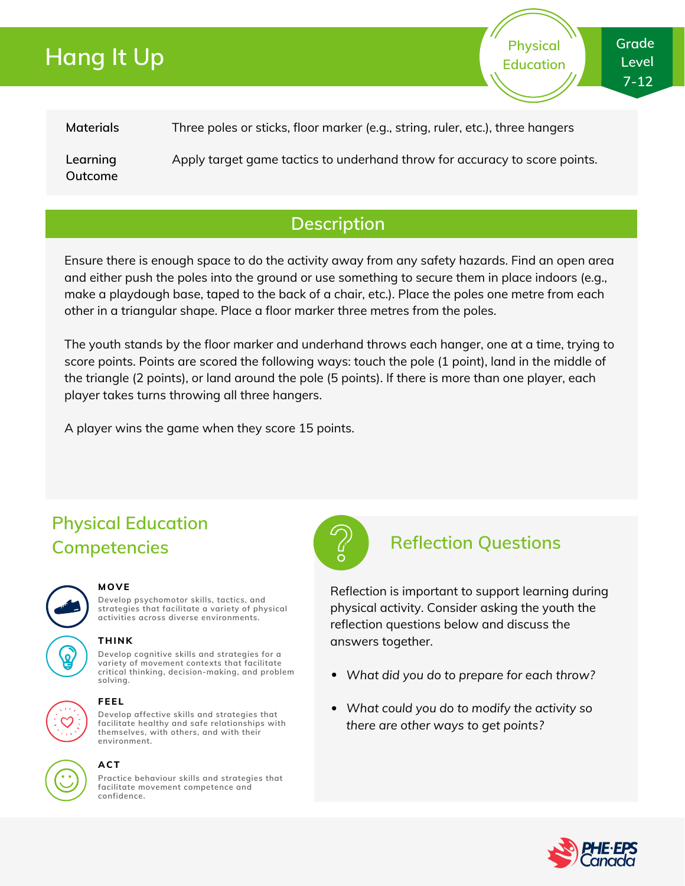# Hang It Up

Physical Education

Grade Level 7-12

| | |
|---|---|
| **Materials** | Three poles or sticks, floor marker (e.g., string, ruler, etc.), three hangers |
| **Learning Outcome** | Apply target game tactics to underhand throw for accuracy to score points. |

## Description

Ensure there is enough space to do the activity away from any safety hazards. Find an open area and either push the poles into the ground or use something to secure them in place indoors (e.g., make a playdough base, taped to the back of a chair, etc.). Place the poles one metre from each other in a triangular shape. Place a floor marker three metres from the poles.

The youth stands by the floor marker and underhand throws each hanger, one at a time, trying to score points. Points are scored the following ways: touch the pole (1 point), land in the middle of the triangle (2 points), or land around the pole (5 points). If there is more than one player, each player takes turns throwing all three hangers.

A player wins the game when they score 15 points.

## Physical Education Competencies

**MOVE**

Develop psychomotor skills, tactics, and strategies that facilitate a variety of physical activities across diverse environments.

**THINK**

Develop cognitive skills and strategies for a variety of movement contexts that facilitate critical thinking, decision-making, and problem solving.

**FEEL**

Develop affective skills and strategies that facilitate healthy and safe relationships with themselves, with others, and with their environment.

**ACT**

Practice behaviour skills and strategies that facilitate movement competence and confidence.

## Reflection Questions

Reflection is important to support learning during physical activity. Consider asking the youth the reflection questions below and discuss the answers together.

- *What did you do to prepare for each throw?*
- *What could you do to modify the activity so there are other ways to get points?*

PHE·EPS Canada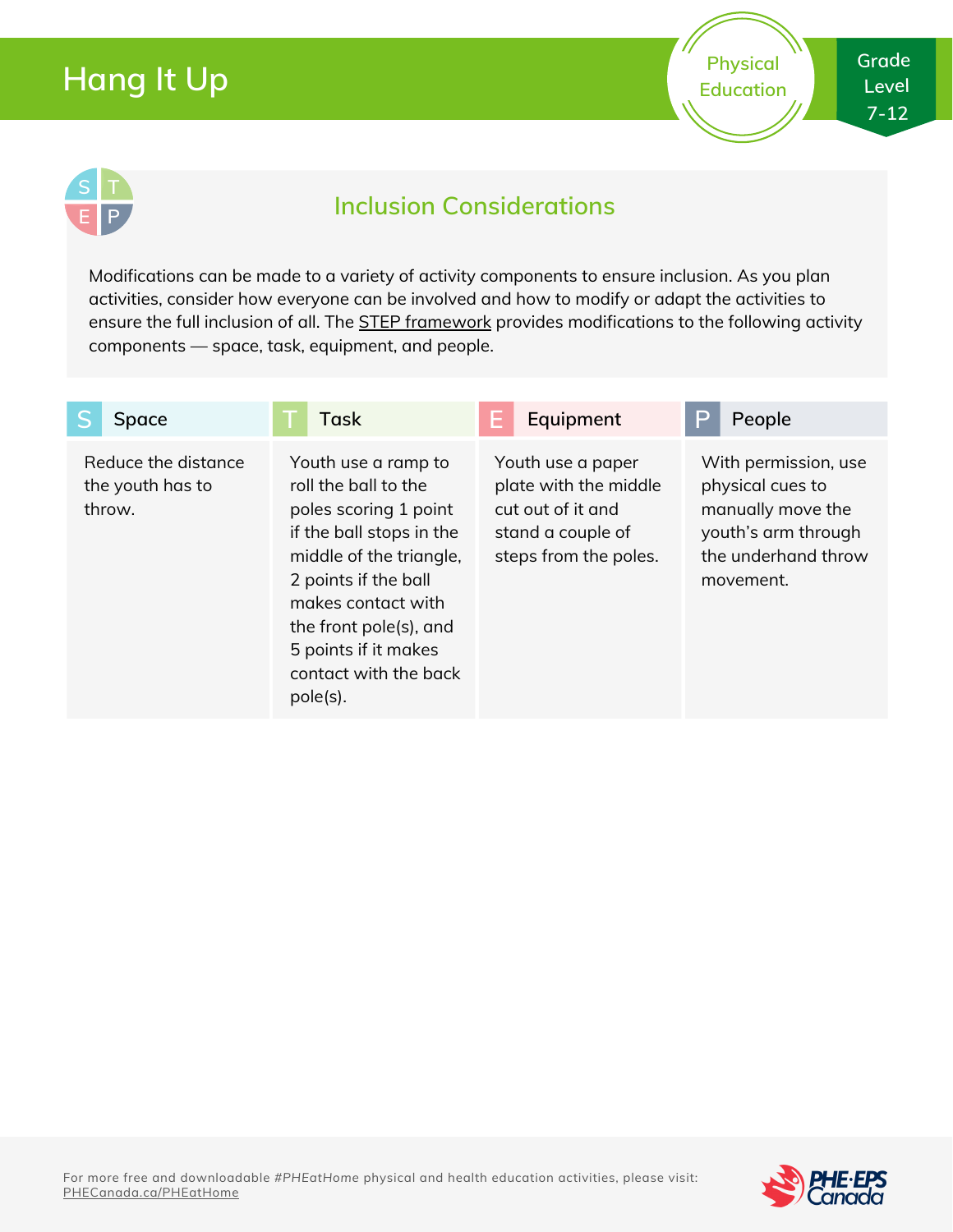# Hang It Up

Physical Education

Grade Level 7-12

## Inclusion Considerations

Modifications can be made to a variety of activity components to ensure inclusion. As you plan activities, consider how everyone can be involved and how to modify or adapt the activities to ensure the full inclusion of all. The STEP framework provides modifications to the following activity components — space, task, equipment, and people.

| S Space | T Task | E Equipment | P People |
|---|---|---|---|
| Reduce the distance the youth has to throw. | Youth use a ramp to roll the ball to the poles scoring 1 point if the ball stops in the middle of the triangle, 2 points if the ball makes contact with the front pole(s), and 5 points if it makes contact with the back pole(s). | Youth use a paper plate with the middle cut out of it and stand a couple of steps from the poles. | With permission, use physical cues to manually move the youth's arm through the underhand throw movement. |

For more free and downloadable *#PHEatHome* physical and health education activities, please visit: PHECanada.ca/PHEatHome